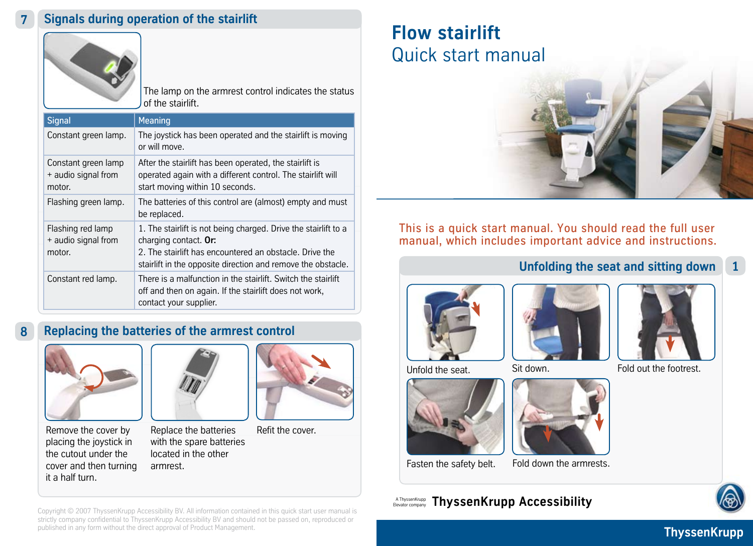# Flow stairlift

## Quick start manual

This is a quick start manual. You should read the full user manual, which includes important advice and instructions.

## 1 Unfolding the seat and sitting down

Unfold the seat.

Sit down.

Fold out the footrest.

Fasten the safety belt.

Fold down the armrests.

## 7 Signals during operation of the stairlift

The lamp on the armrest control indicates the status of the stairlift.

| Signal | Meaning |
|---|---|
| Constant green lamp. | The joystick has been operated and the stairlift is moving or will move. |
| Constant green lamp + audio signal from motor. | After the stairlift has been operated, the stairlift is operated again with a different control. The stairlift will start moving within 10 seconds. |
| Flashing green lamp. | The batteries of this control are (almost) empty and must be replaced. |
| Flashing red lamp + audio signal from motor. | 1. The stairlift is not being charged. Drive the stairlift to a charging contact. **Or:** 2. The stairlift has encountered an obstacle. Drive the stairlift in the opposite direction and remove the obstacle. |
| Constant red lamp. | There is a malfunction in the stairlift. Switch the stairlift off and then on again. If the stairlift does not work, contact your supplier. |

## 8 Replacing the batteries of the armrest control

Remove the cover by placing the joystick in the cutout under the cover and then turning it a half turn.

Replace the batteries with the spare batteries located in the other armrest.

Refit the cover.

Copyright © 2007 ThyssenKrupp Accessibility BV. All information contained in this quick start user manual is strictly company confidential to ThyssenKrupp Accessibility BV and should not be passed on, reproduced or published in any form without the direct approval of Product Management.

A ThyssenKrupp Elevator company **ThyssenKrupp Accessibility**

ThyssenKrupp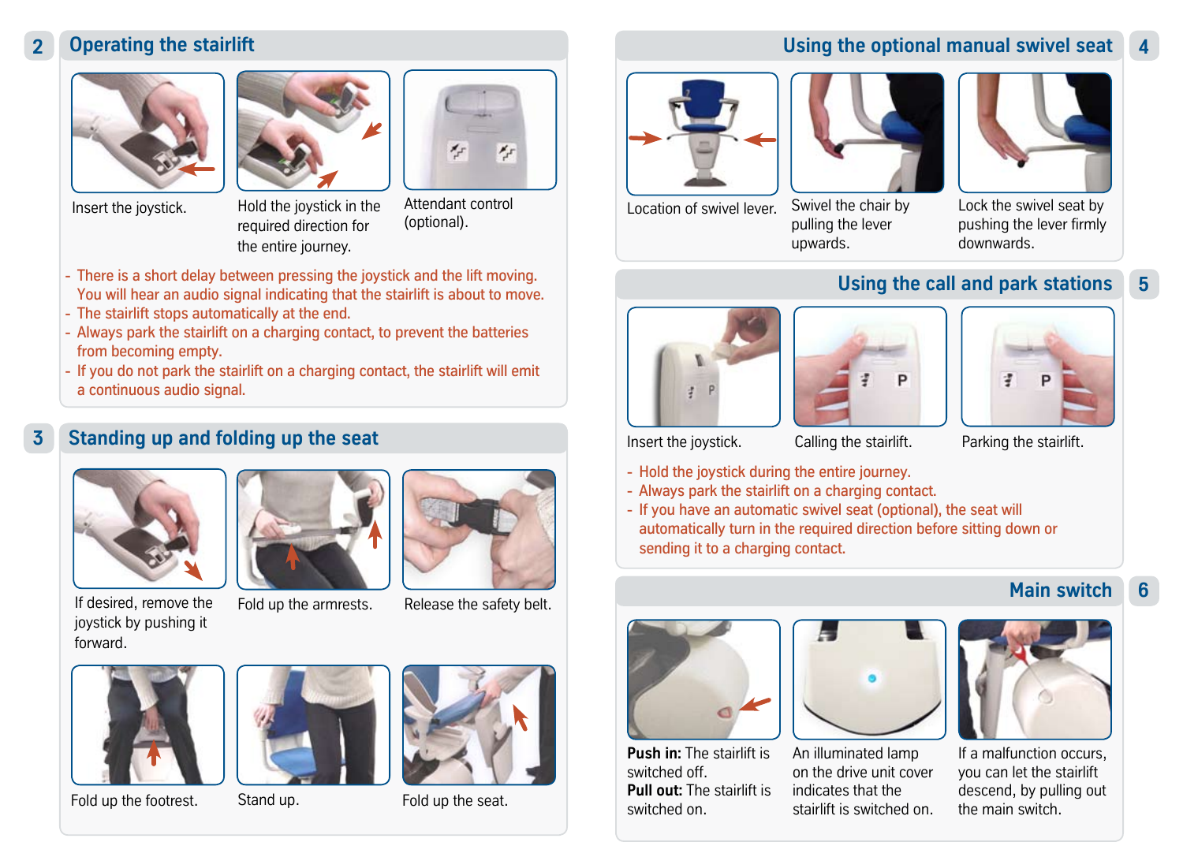## 2 Operating the stairlift

Insert the joystick.

Hold the joystick in the required direction for the entire journey.

Attendant control (optional).

- There is a short delay between pressing the joystick and the lift moving. You will hear an audio signal indicating that the stairlift is about to move.
- The stairlift stops automatically at the end.
- Always park the stairlift on a charging contact, to prevent the batteries from becoming empty.
- If you do not park the stairlift on a charging contact, the stairlift will emit a continuous audio signal.

## 3 Standing up and folding up the seat

If desired, remove the joystick by pushing it forward.

Fold up the armrests.

Release the safety belt.

Fold up the footrest.

Stand up.

Fold up the seat.

## 4 Using the optional manual swivel seat

Location of swivel lever.

Swivel the chair by pulling the lever upwards.

Lock the swivel seat by pushing the lever firmly downwards.

## 5 Using the call and park stations

Insert the joystick.

Calling the stairlift.

Parking the stairlift.

- Hold the joystick during the entire journey.
- Always park the stairlift on a charging contact.
- If you have an automatic swivel seat (optional), the seat will automatically turn in the required direction before sitting down or sending it to a charging contact.

## 6 Main switch

**Push in:** The stairlift is switched off.
**Pull out:** The stairlift is switched on.

An illuminated lamp on the drive unit cover indicates that the stairlift is switched on.

If a malfunction occurs, you can let the stairlift descend, by pulling out the main switch.